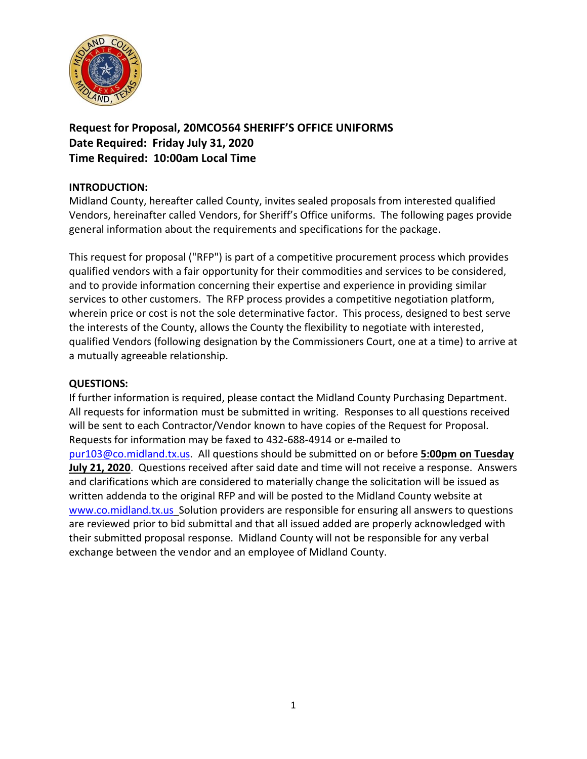**Request for Proposal, 20MCO564 SHERIFF'S OFFICE UNIFORMS**
**Date Required: Friday July 31, 2020**
**Time Required: 10:00am Local Time**

**INTRODUCTION:**
Midland County, hereafter called County, invites sealed proposals from interested qualified Vendors, hereinafter called Vendors, for Sheriff's Office uniforms. The following pages provide general information about the requirements and specifications for the package.

This request for proposal ("RFP") is part of a competitive procurement process which provides qualified vendors with a fair opportunity for their commodities and services to be considered, and to provide information concerning their expertise and experience in providing similar services to other customers. The RFP process provides a competitive negotiation platform, wherein price or cost is not the sole determinative factor. This process, designed to best serve the interests of the County, allows the County the flexibility to negotiate with interested, qualified Vendors (following designation by the Commissioners Court, one at a time) to arrive at a mutually agreeable relationship.

**QUESTIONS:**
If further information is required, please contact the Midland County Purchasing Department. All requests for information must be submitted in writing. Responses to all questions received will be sent to each Contractor/Vendor known to have copies of the Request for Proposal. Requests for information may be faxed to 432-688-4914 or e-mailed to pur103@co.midland.tx.us. All questions should be submitted on or before **5:00pm on Tuesday July 21, 2020**. Questions received after said date and time will not receive a response. Answers and clarifications which are considered to materially change the solicitation will be issued as written addenda to the original RFP and will be posted to the Midland County website at www.co.midland.tx.us Solution providers are responsible for ensuring all answers to questions are reviewed prior to bid submittal and that all issued added are properly acknowledged with their submitted proposal response. Midland County will not be responsible for any verbal exchange between the vendor and an employee of Midland County.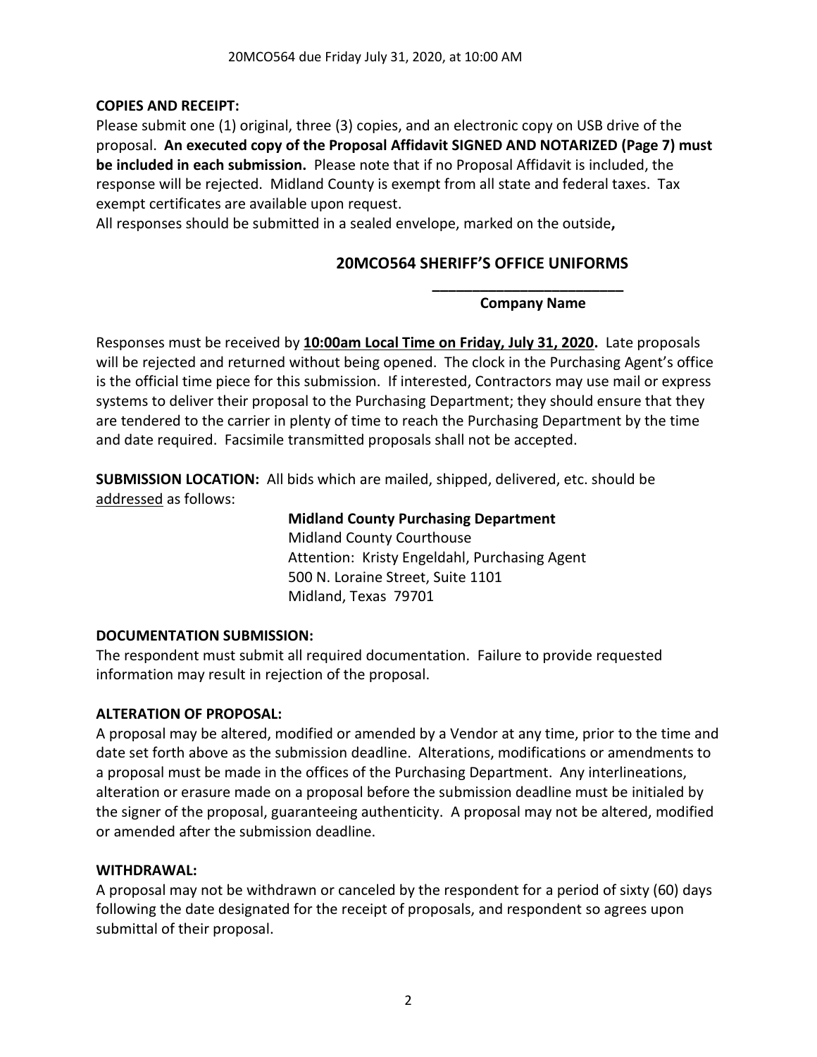## COPIES AND RECEIPT:

Please submit one (1) original, three (3) copies, and an electronic copy on USB drive of the proposal. **An executed copy of the Proposal Affidavit SIGNED AND NOTARIZED (Page 7) must be included in each submission.** Please note that if no Proposal Affidavit is included, the response will be rejected. Midland County is exempt from all state and federal taxes. Tax exempt certificates are available upon request.

All responses should be submitted in a sealed envelope, marked on the outside**,**

**20MCO564 SHERIFF'S OFFICE UNIFORMS**

**________________________**

**Company Name**

Responses must be received by **10:00am Local Time on Friday, July 31, 2020.** Late proposals will be rejected and returned without being opened. The clock in the Purchasing Agent's office is the official time piece for this submission. If interested, Contractors may use mail or express systems to deliver their proposal to the Purchasing Department; they should ensure that they are tendered to the carrier in plenty of time to reach the Purchasing Department by the time and date required. Facsimile transmitted proposals shall not be accepted.

**SUBMISSION LOCATION:** All bids which are mailed, shipped, delivered, etc. should be addressed as follows:

**Midland County Purchasing Department**
Midland County Courthouse
Attention: Kristy Engeldahl, Purchasing Agent
500 N. Loraine Street, Suite 1101
Midland, Texas 79701

## DOCUMENTATION SUBMISSION:

The respondent must submit all required documentation. Failure to provide requested information may result in rejection of the proposal.

## ALTERATION OF PROPOSAL:

A proposal may be altered, modified or amended by a Vendor at any time, prior to the time and date set forth above as the submission deadline. Alterations, modifications or amendments to a proposal must be made in the offices of the Purchasing Department. Any interlineations, alteration or erasure made on a proposal before the submission deadline must be initialed by the signer of the proposal, guaranteeing authenticity. A proposal may not be altered, modified or amended after the submission deadline.

## WITHDRAWAL:

A proposal may not be withdrawn or canceled by the respondent for a period of sixty (60) days following the date designated for the receipt of proposals, and respondent so agrees upon submittal of their proposal.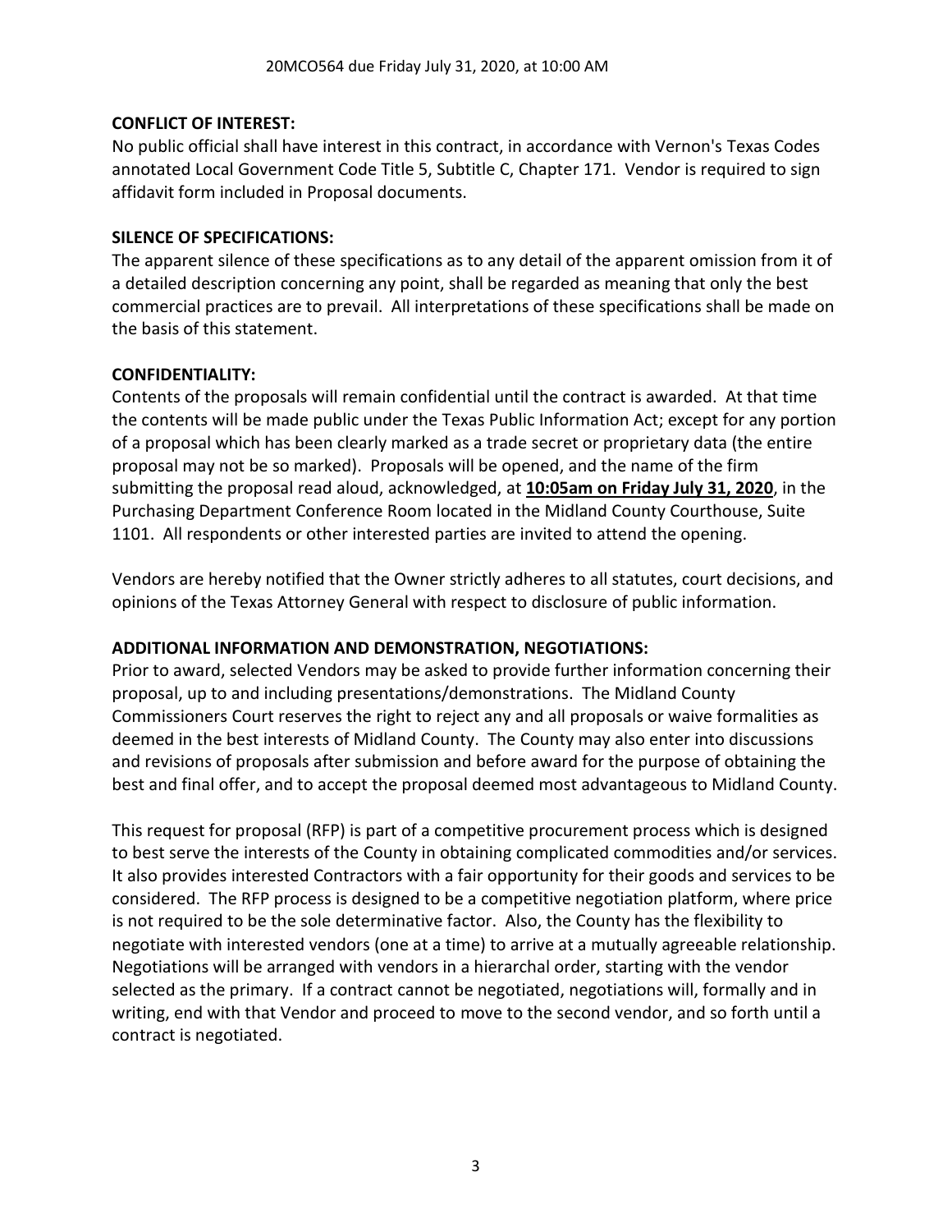**CONFLICT OF INTEREST:**

No public official shall have interest in this contract, in accordance with Vernon's Texas Codes annotated Local Government Code Title 5, Subtitle C, Chapter 171. Vendor is required to sign affidavit form included in Proposal documents.

**SILENCE OF SPECIFICATIONS:**

The apparent silence of these specifications as to any detail of the apparent omission from it of a detailed description concerning any point, shall be regarded as meaning that only the best commercial practices are to prevail. All interpretations of these specifications shall be made on the basis of this statement.

**CONFIDENTIALITY:**

Contents of the proposals will remain confidential until the contract is awarded. At that time the contents will be made public under the Texas Public Information Act; except for any portion of a proposal which has been clearly marked as a trade secret or proprietary data (the entire proposal may not be so marked). Proposals will be opened, and the name of the firm submitting the proposal read aloud, acknowledged, at **10:05am on Friday July 31, 2020**, in the Purchasing Department Conference Room located in the Midland County Courthouse, Suite 1101. All respondents or other interested parties are invited to attend the opening.

Vendors are hereby notified that the Owner strictly adheres to all statutes, court decisions, and opinions of the Texas Attorney General with respect to disclosure of public information.

**ADDITIONAL INFORMATION AND DEMONSTRATION, NEGOTIATIONS:**

Prior to award, selected Vendors may be asked to provide further information concerning their proposal, up to and including presentations/demonstrations. The Midland County Commissioners Court reserves the right to reject any and all proposals or waive formalities as deemed in the best interests of Midland County. The County may also enter into discussions and revisions of proposals after submission and before award for the purpose of obtaining the best and final offer, and to accept the proposal deemed most advantageous to Midland County.

This request for proposal (RFP) is part of a competitive procurement process which is designed to best serve the interests of the County in obtaining complicated commodities and/or services. It also provides interested Contractors with a fair opportunity for their goods and services to be considered. The RFP process is designed to be a competitive negotiation platform, where price is not required to be the sole determinative factor. Also, the County has the flexibility to negotiate with interested vendors (one at a time) to arrive at a mutually agreeable relationship. Negotiations will be arranged with vendors in a hierarchal order, starting with the vendor selected as the primary. If a contract cannot be negotiated, negotiations will, formally and in writing, end with that Vendor and proceed to move to the second vendor, and so forth until a contract is negotiated.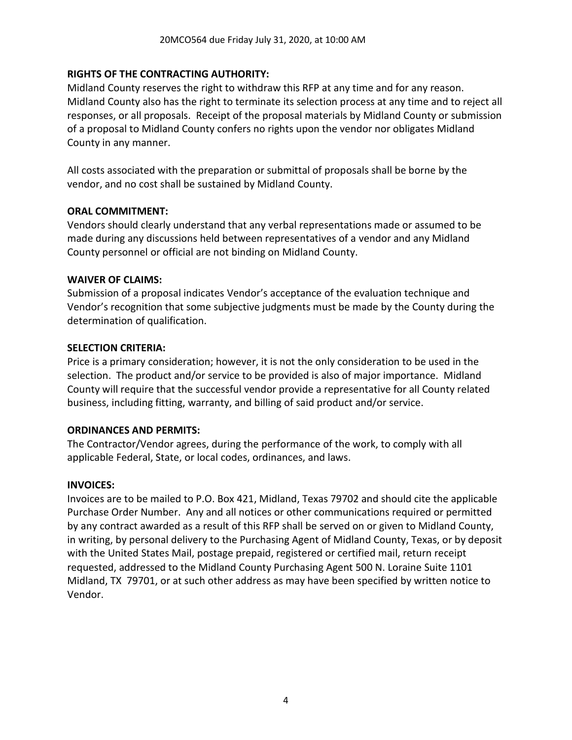**RIGHTS OF THE CONTRACTING AUTHORITY:**
Midland County reserves the right to withdraw this RFP at any time and for any reason. Midland County also has the right to terminate its selection process at any time and to reject all responses, or all proposals. Receipt of the proposal materials by Midland County or submission of a proposal to Midland County confers no rights upon the vendor nor obligates Midland County in any manner.

All costs associated with the preparation or submittal of proposals shall be borne by the vendor, and no cost shall be sustained by Midland County.

**ORAL COMMITMENT:**
Vendors should clearly understand that any verbal representations made or assumed to be made during any discussions held between representatives of a vendor and any Midland County personnel or official are not binding on Midland County.

**WAIVER OF CLAIMS:**
Submission of a proposal indicates Vendor's acceptance of the evaluation technique and Vendor's recognition that some subjective judgments must be made by the County during the determination of qualification.

**SELECTION CRITERIA:**
Price is a primary consideration; however, it is not the only consideration to be used in the selection. The product and/or service to be provided is also of major importance. Midland County will require that the successful vendor provide a representative for all County related business, including fitting, warranty, and billing of said product and/or service.

**ORDINANCES AND PERMITS:**
The Contractor/Vendor agrees, during the performance of the work, to comply with all applicable Federal, State, or local codes, ordinances, and laws.

**INVOICES:**
Invoices are to be mailed to P.O. Box 421, Midland, Texas 79702 and should cite the applicable Purchase Order Number. Any and all notices or other communications required or permitted by any contract awarded as a result of this RFP shall be served on or given to Midland County, in writing, by personal delivery to the Purchasing Agent of Midland County, Texas, or by deposit with the United States Mail, postage prepaid, registered or certified mail, return receipt requested, addressed to the Midland County Purchasing Agent 500 N. Loraine Suite 1101 Midland, TX 79701, or at such other address as may have been specified by written notice to Vendor.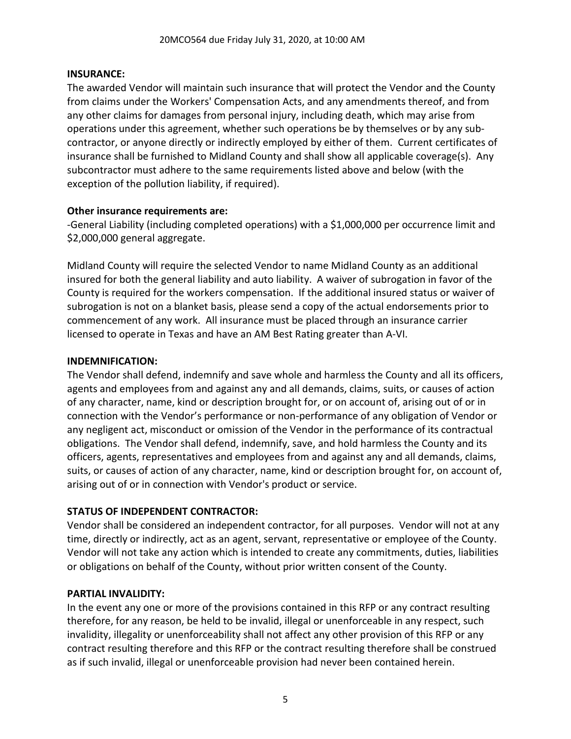**INSURANCE:**

The awarded Vendor will maintain such insurance that will protect the Vendor and the County from claims under the Workers' Compensation Acts, and any amendments thereof, and from any other claims for damages from personal injury, including death, which may arise from operations under this agreement, whether such operations be by themselves or by any sub-contractor, or anyone directly or indirectly employed by either of them. Current certificates of insurance shall be furnished to Midland County and shall show all applicable coverage(s). Any subcontractor must adhere to the same requirements listed above and below (with the exception of the pollution liability, if required).

**Other insurance requirements are:**

-General Liability (including completed operations) with a $1,000,000 per occurrence limit and $2,000,000 general aggregate.

Midland County will require the selected Vendor to name Midland County as an additional insured for both the general liability and auto liability. A waiver of subrogation in favor of the County is required for the workers compensation. If the additional insured status or waiver of subrogation is not on a blanket basis, please send a copy of the actual endorsements prior to commencement of any work. All insurance must be placed through an insurance carrier licensed to operate in Texas and have an AM Best Rating greater than A-VI.

**INDEMNIFICATION:**

The Vendor shall defend, indemnify and save whole and harmless the County and all its officers, agents and employees from and against any and all demands, claims, suits, or causes of action of any character, name, kind or description brought for, or on account of, arising out of or in connection with the Vendor's performance or non-performance of any obligation of Vendor or any negligent act, misconduct or omission of the Vendor in the performance of its contractual obligations. The Vendor shall defend, indemnify, save, and hold harmless the County and its officers, agents, representatives and employees from and against any and all demands, claims, suits, or causes of action of any character, name, kind or description brought for, on account of, arising out of or in connection with Vendor's product or service.

**STATUS OF INDEPENDENT CONTRACTOR:**

Vendor shall be considered an independent contractor, for all purposes. Vendor will not at any time, directly or indirectly, act as an agent, servant, representative or employee of the County. Vendor will not take any action which is intended to create any commitments, duties, liabilities or obligations on behalf of the County, without prior written consent of the County.

**PARTIAL INVALIDITY:**

In the event any one or more of the provisions contained in this RFP or any contract resulting therefore, for any reason, be held to be invalid, illegal or unenforceable in any respect, such invalidity, illegality or unenforceability shall not affect any other provision of this RFP or any contract resulting therefore and this RFP or the contract resulting therefore shall be construed as if such invalid, illegal or unenforceable provision had never been contained herein.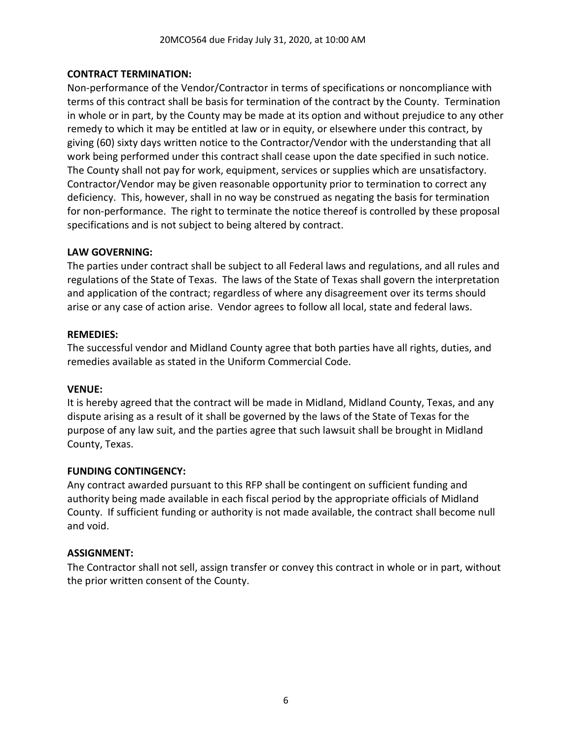**CONTRACT TERMINATION:**

Non-performance of the Vendor/Contractor in terms of specifications or noncompliance with terms of this contract shall be basis for termination of the contract by the County. Termination in whole or in part, by the County may be made at its option and without prejudice to any other remedy to which it may be entitled at law or in equity, or elsewhere under this contract, by giving (60) sixty days written notice to the Contractor/Vendor with the understanding that all work being performed under this contract shall cease upon the date specified in such notice. The County shall not pay for work, equipment, services or supplies which are unsatisfactory. Contractor/Vendor may be given reasonable opportunity prior to termination to correct any deficiency. This, however, shall in no way be construed as negating the basis for termination for non-performance. The right to terminate the notice thereof is controlled by these proposal specifications and is not subject to being altered by contract.

**LAW GOVERNING:**

The parties under contract shall be subject to all Federal laws and regulations, and all rules and regulations of the State of Texas. The laws of the State of Texas shall govern the interpretation and application of the contract; regardless of where any disagreement over its terms should arise or any case of action arise. Vendor agrees to follow all local, state and federal laws.

**REMEDIES:**

The successful vendor and Midland County agree that both parties have all rights, duties, and remedies available as stated in the Uniform Commercial Code.

**VENUE:**

It is hereby agreed that the contract will be made in Midland, Midland County, Texas, and any dispute arising as a result of it shall be governed by the laws of the State of Texas for the purpose of any law suit, and the parties agree that such lawsuit shall be brought in Midland County, Texas.

**FUNDING CONTINGENCY:**

Any contract awarded pursuant to this RFP shall be contingent on sufficient funding and authority being made available in each fiscal period by the appropriate officials of Midland County. If sufficient funding or authority is not made available, the contract shall become null and void.

**ASSIGNMENT:**

The Contractor shall not sell, assign transfer or convey this contract in whole or in part, without the prior written consent of the County.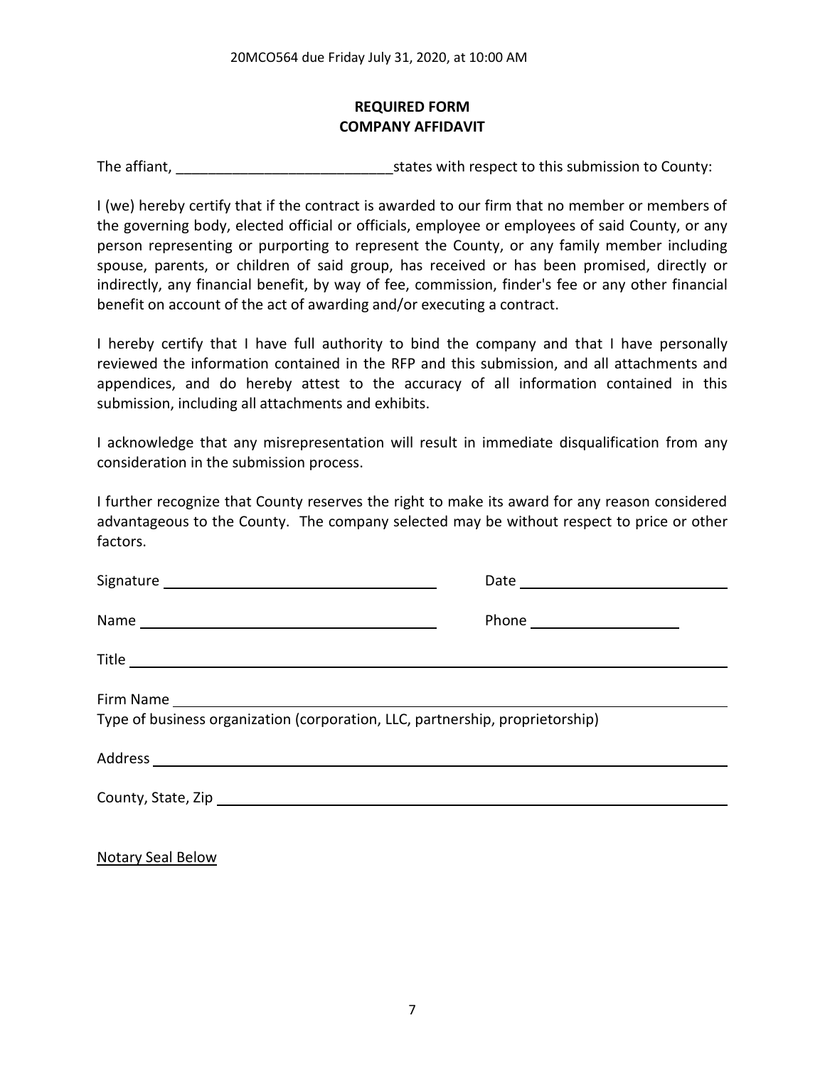20MCO564 due Friday July 31, 2020, at 10:00 AM

**REQUIRED FORM**
**COMPANY AFFIDAVIT**

The affiant, ___________________________ states with respect to this submission to County:

I (we) hereby certify that if the contract is awarded to our firm that no member or members of the governing body, elected official or officials, employee or employees of said County, or any person representing or purporting to represent the County, or any family member including spouse, parents, or children of said group, has received or has been promised, directly or indirectly, any financial benefit, by way of fee, commission, finder's fee or any other financial benefit on account of the act of awarding and/or executing a contract.

I hereby certify that I have full authority to bind the company and that I have personally reviewed the information contained in the RFP and this submission, and all attachments and appendices, and do hereby attest to the accuracy of all information contained in this submission, including all attachments and exhibits.

I acknowledge that any misrepresentation will result in immediate disqualification from any consideration in the submission process.

I further recognize that County reserves the right to make its award for any reason considered advantageous to the County. The company selected may be without respect to price or other factors.

Signature ______________________________ Date ______________________

Name ______________________________ Phone ________________

Title ____________________________________________________________

Firm Name ________________________________________________________
Type of business organization (corporation, LLC, partnership, proprietorship)

Address __________________________________________________________

County, State, Zip __________________________________________________

Notary Seal Below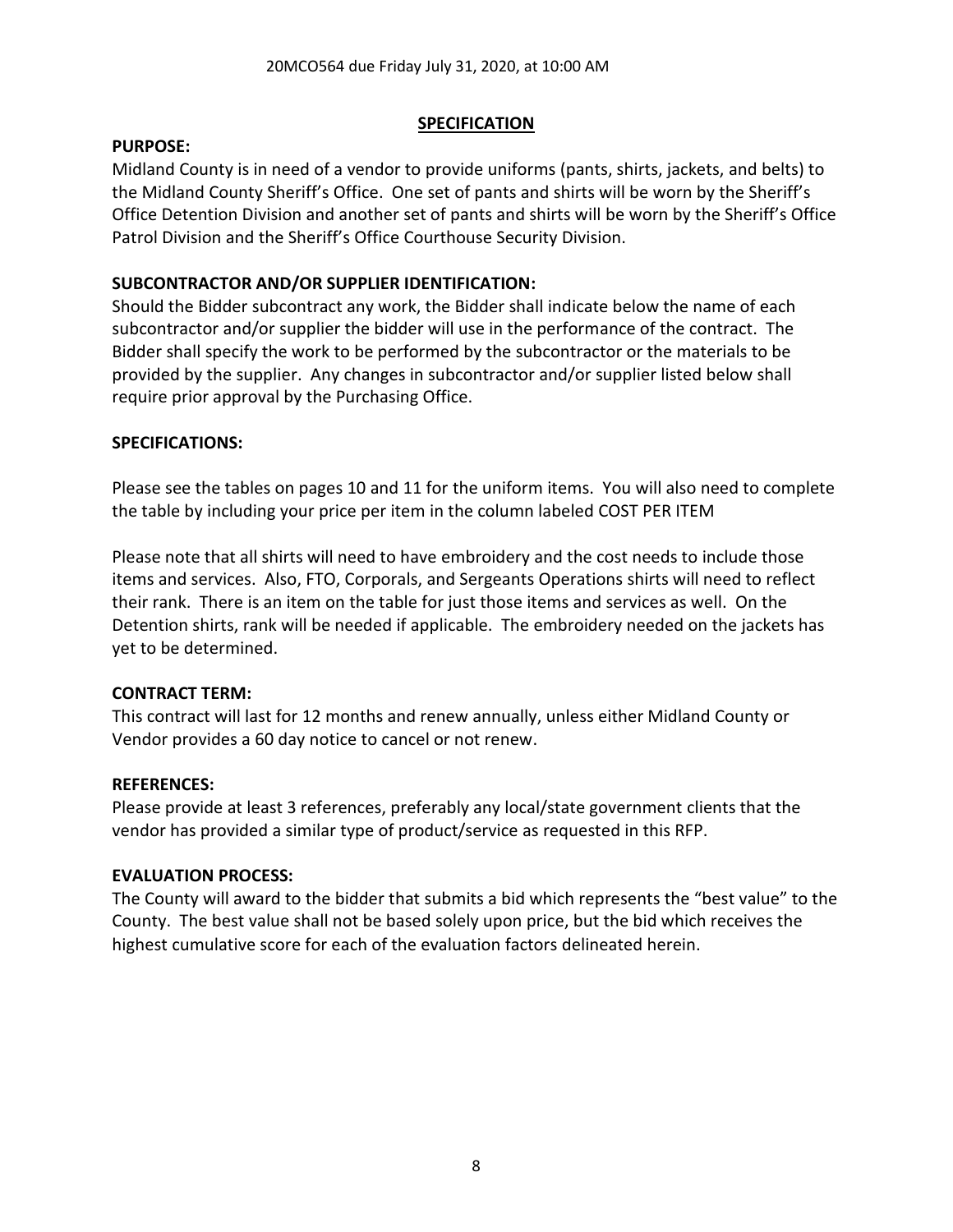20MCO564 due Friday July 31, 2020, at 10:00 AM

## SPECIFICATION

**PURPOSE:**

Midland County is in need of a vendor to provide uniforms (pants, shirts, jackets, and belts) to the Midland County Sheriff's Office. One set of pants and shirts will be worn by the Sheriff's Office Detention Division and another set of pants and shirts will be worn by the Sheriff's Office Patrol Division and the Sheriff's Office Courthouse Security Division.

**SUBCONTRACTOR AND/OR SUPPLIER IDENTIFICATION:**

Should the Bidder subcontract any work, the Bidder shall indicate below the name of each subcontractor and/or supplier the bidder will use in the performance of the contract. The Bidder shall specify the work to be performed by the subcontractor or the materials to be provided by the supplier. Any changes in subcontractor and/or supplier listed below shall require prior approval by the Purchasing Office.

**SPECIFICATIONS:**

Please see the tables on pages 10 and 11 for the uniform items. You will also need to complete the table by including your price per item in the column labeled COST PER ITEM

Please note that all shirts will need to have embroidery and the cost needs to include those items and services. Also, FTO, Corporals, and Sergeants Operations shirts will need to reflect their rank. There is an item on the table for just those items and services as well. On the Detention shirts, rank will be needed if applicable. The embroidery needed on the jackets has yet to be determined.

**CONTRACT TERM:**

This contract will last for 12 months and renew annually, unless either Midland County or Vendor provides a 60 day notice to cancel or not renew.

**REFERENCES:**

Please provide at least 3 references, preferably any local/state government clients that the vendor has provided a similar type of product/service as requested in this RFP.

**EVALUATION PROCESS:**

The County will award to the bidder that submits a bid which represents the "best value" to the County. The best value shall not be based solely upon price, but the bid which receives the highest cumulative score for each of the evaluation factors delineated herein.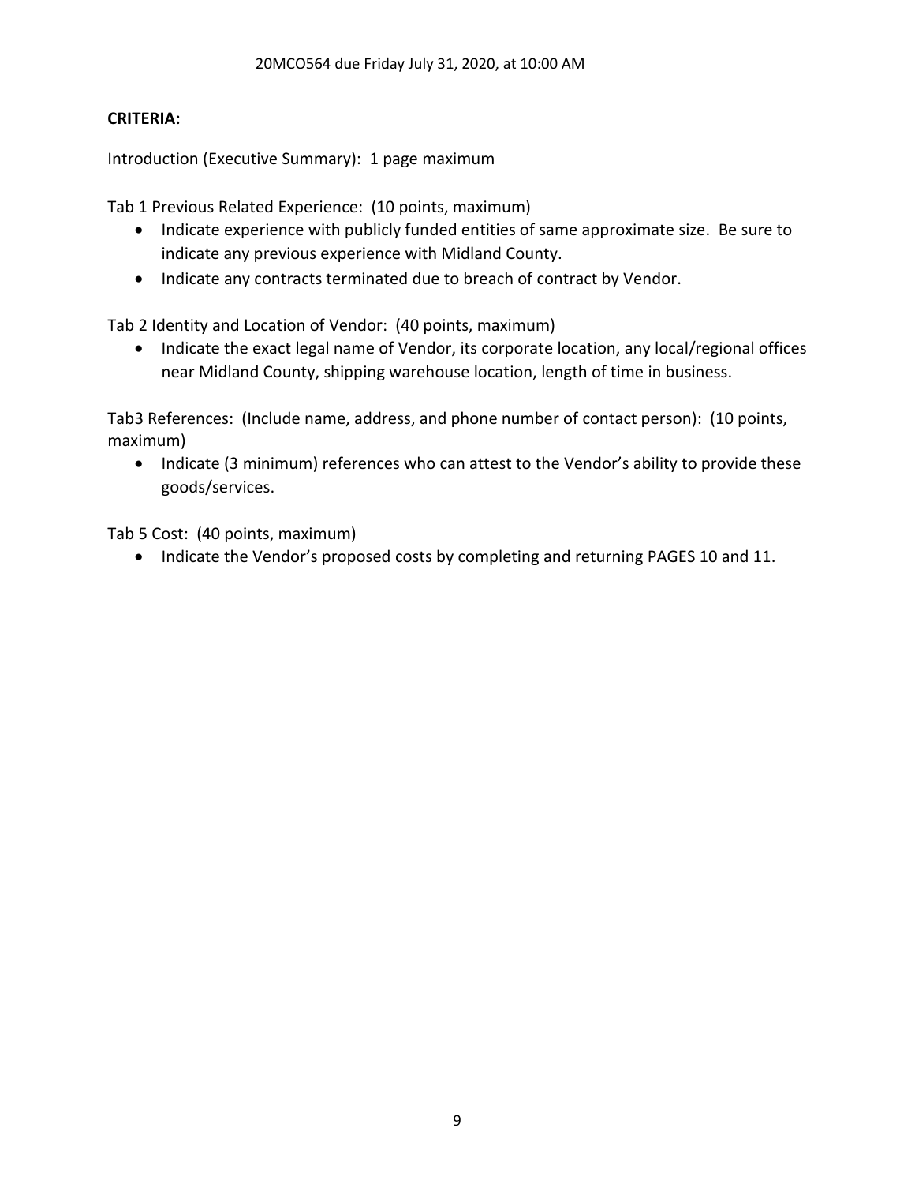**CRITERIA:**

Introduction (Executive Summary): 1 page maximum

Tab 1 Previous Related Experience: (10 points, maximum)

- Indicate experience with publicly funded entities of same approximate size. Be sure to indicate any previous experience with Midland County.
- Indicate any contracts terminated due to breach of contract by Vendor.

Tab 2 Identity and Location of Vendor: (40 points, maximum)

- Indicate the exact legal name of Vendor, its corporate location, any local/regional offices near Midland County, shipping warehouse location, length of time in business.

Tab3 References: (Include name, address, and phone number of contact person): (10 points, maximum)

- Indicate (3 minimum) references who can attest to the Vendor's ability to provide these goods/services.

Tab 5 Cost: (40 points, maximum)

- Indicate the Vendor's proposed costs by completing and returning PAGES 10 and 11.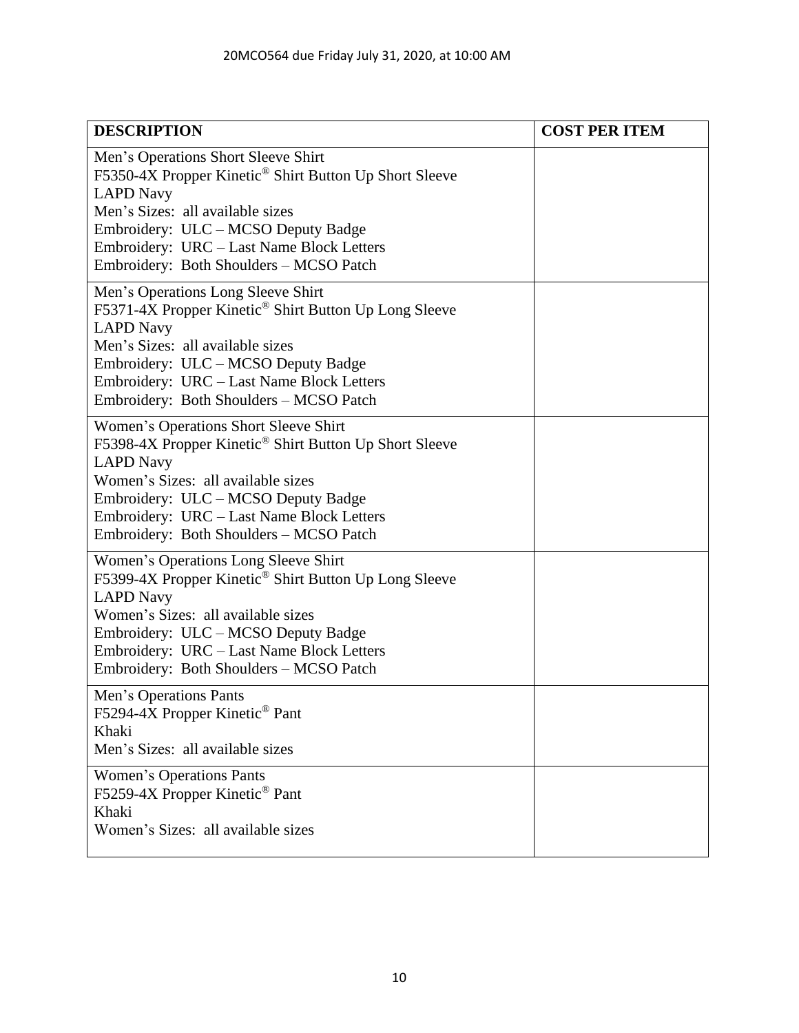20MCO564 due Friday July 31, 2020, at 10:00 AM

| DESCRIPTION | COST PER ITEM |
|---|---|
| Men's Operations Short Sleeve Shirt<br>F5350-4X Propper Kinetic® Shirt Button Up Short Sleeve<br>LAPD Navy<br>Men's Sizes: all available sizes<br>Embroidery: ULC – MCSO Deputy Badge<br>Embroidery: URC – Last Name Block Letters<br>Embroidery: Both Shoulders – MCSO Patch | |
| Men's Operations Long Sleeve Shirt<br>F5371-4X Propper Kinetic® Shirt Button Up Long Sleeve<br>LAPD Navy<br>Men's Sizes: all available sizes<br>Embroidery: ULC – MCSO Deputy Badge<br>Embroidery: URC – Last Name Block Letters<br>Embroidery: Both Shoulders – MCSO Patch | |
| Women's Operations Short Sleeve Shirt<br>F5398-4X Propper Kinetic® Shirt Button Up Short Sleeve<br>LAPD Navy<br>Women's Sizes: all available sizes<br>Embroidery: ULC – MCSO Deputy Badge<br>Embroidery: URC – Last Name Block Letters<br>Embroidery: Both Shoulders – MCSO Patch | |
| Women's Operations Long Sleeve Shirt<br>F5399-4X Propper Kinetic® Shirt Button Up Long Sleeve<br>LAPD Navy<br>Women's Sizes: all available sizes<br>Embroidery: ULC – MCSO Deputy Badge<br>Embroidery: URC – Last Name Block Letters<br>Embroidery: Both Shoulders – MCSO Patch | |
| Men's Operations Pants<br>F5294-4X Propper Kinetic® Pant<br>Khaki<br>Men's Sizes: all available sizes | |
| Women's Operations Pants<br>F5259-4X Propper Kinetic® Pant<br>Khaki<br>Women's Sizes: all available sizes | |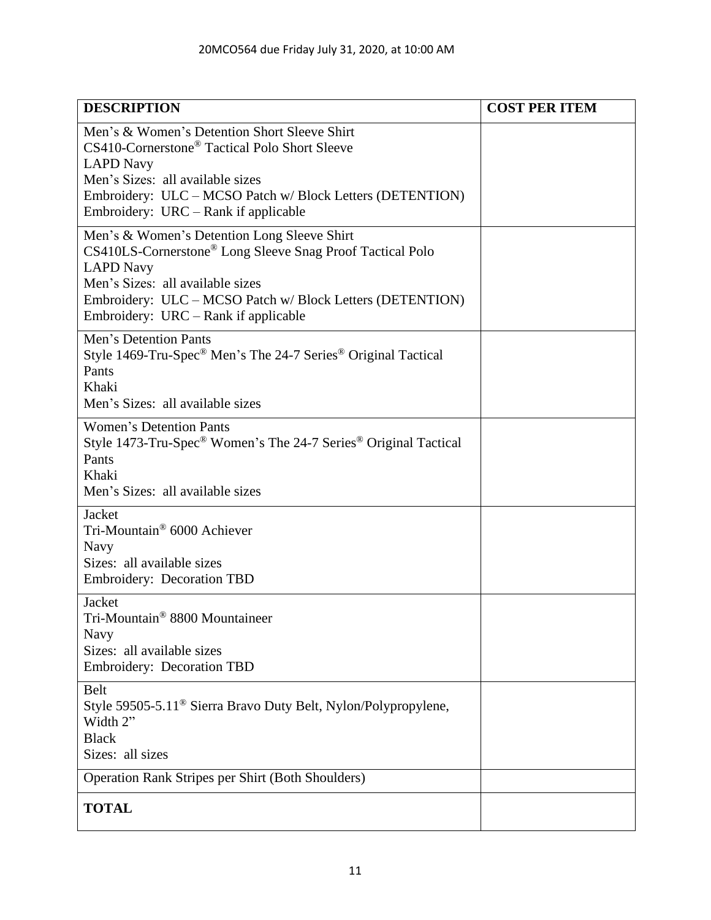20MCO564 due Friday July 31, 2020, at 10:00 AM

| DESCRIPTION | COST PER ITEM |
| --- | --- |
| Men's & Women's Detention Short Sleeve Shirt<br>CS410-Cornerstone® Tactical Polo Short Sleeve<br>LAPD Navy<br>Men's Sizes: all available sizes<br>Embroidery: ULC – MCSO Patch w/ Block Letters (DETENTION)<br>Embroidery: URC – Rank if applicable | |
| Men's & Women's Detention Long Sleeve Shirt<br>CS410LS-Cornerstone® Long Sleeve Snag Proof Tactical Polo<br>LAPD Navy<br>Men's Sizes: all available sizes<br>Embroidery: ULC – MCSO Patch w/ Block Letters (DETENTION)<br>Embroidery: URC – Rank if applicable | |
| Men's Detention Pants<br>Style 1469-Tru-Spec® Men's The 24-7 Series® Original Tactical Pants<br>Khaki<br>Men's Sizes: all available sizes | |
| Women's Detention Pants<br>Style 1473-Tru-Spec® Women's The 24-7 Series® Original Tactical Pants<br>Khaki<br>Men's Sizes: all available sizes | |
| Jacket<br>Tri-Mountain® 6000 Achiever<br>Navy<br>Sizes: all available sizes<br>Embroidery: Decoration TBD | |
| Jacket<br>Tri-Mountain® 8800 Mountaineer<br>Navy<br>Sizes: all available sizes<br>Embroidery: Decoration TBD | |
| Belt<br>Style 59505-5.11® Sierra Bravo Duty Belt, Nylon/Polypropylene, Width 2"<br>Black<br>Sizes: all sizes | |
| Operation Rank Stripes per Shirt (Both Shoulders) | |
| **TOTAL** | |